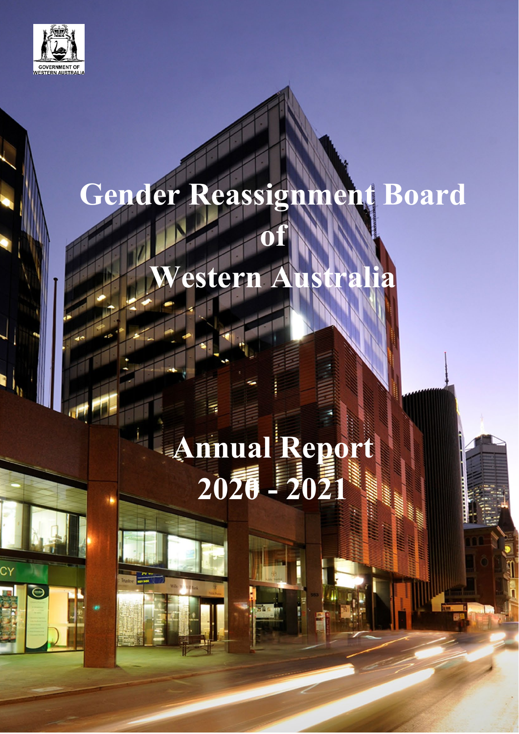GOVERNMENT OF WESTERN AUSTRALIA

# Gender Reassignment Board of Western Australia

# Annual Report 2020 - 2021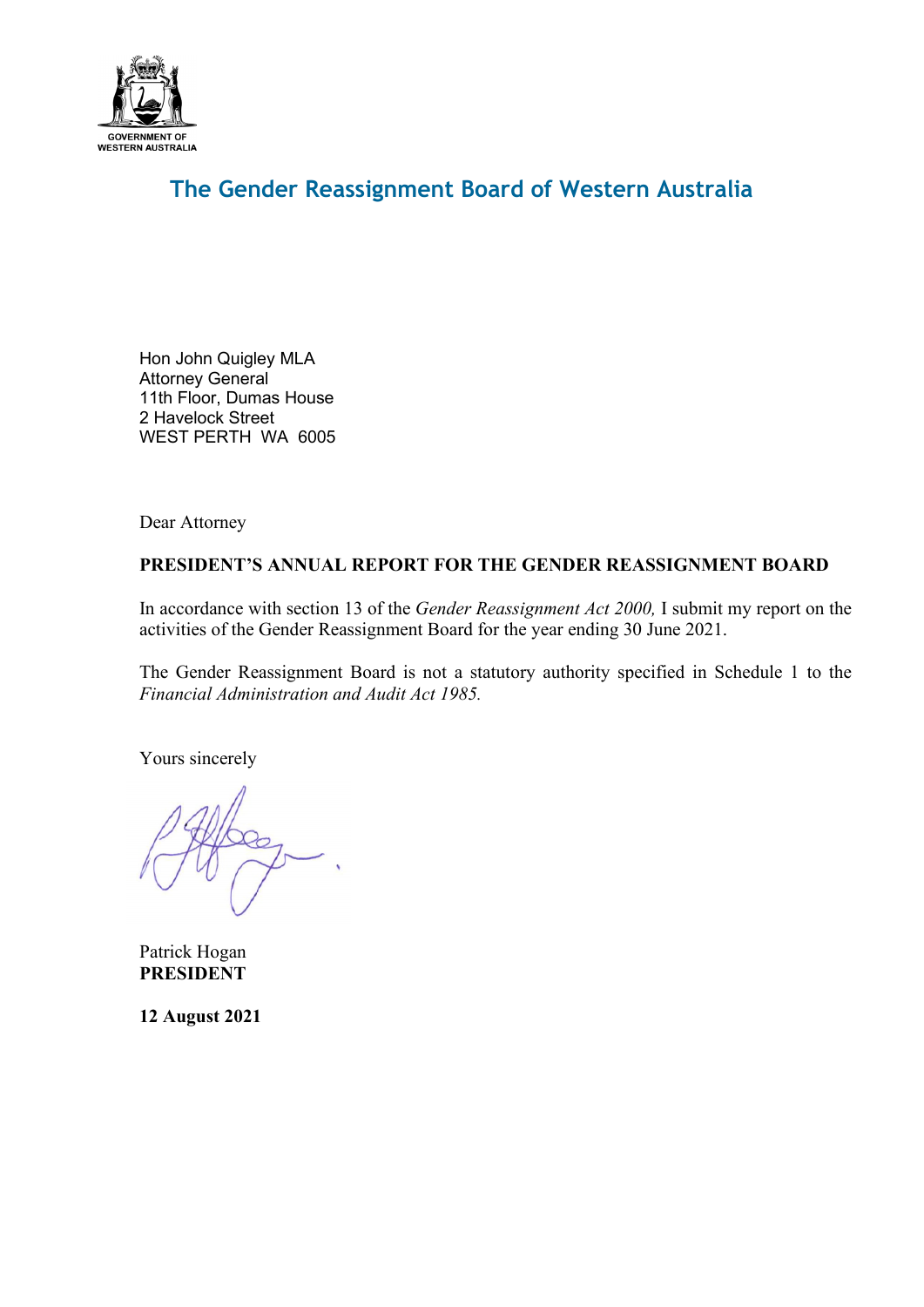GOVERNMENT OF WESTERN AUSTRALIA

# The Gender Reassignment Board of Western Australia

Hon John Quigley MLA
Attorney General
11th Floor, Dumas House
2 Havelock Street
WEST PERTH WA 6005

Dear Attorney

**PRESIDENT'S ANNUAL REPORT FOR THE GENDER REASSIGNMENT BOARD**

In accordance with section 13 of the *Gender Reassignment Act 2000,* I submit my report on the activities of the Gender Reassignment Board for the year ending 30 June 2021.

The Gender Reassignment Board is not a statutory authority specified in Schedule 1 to the *Financial Administration and Audit Act 1985.*

Yours sincerely

Patrick Hogan
**PRESIDENT**

**12 August 2021**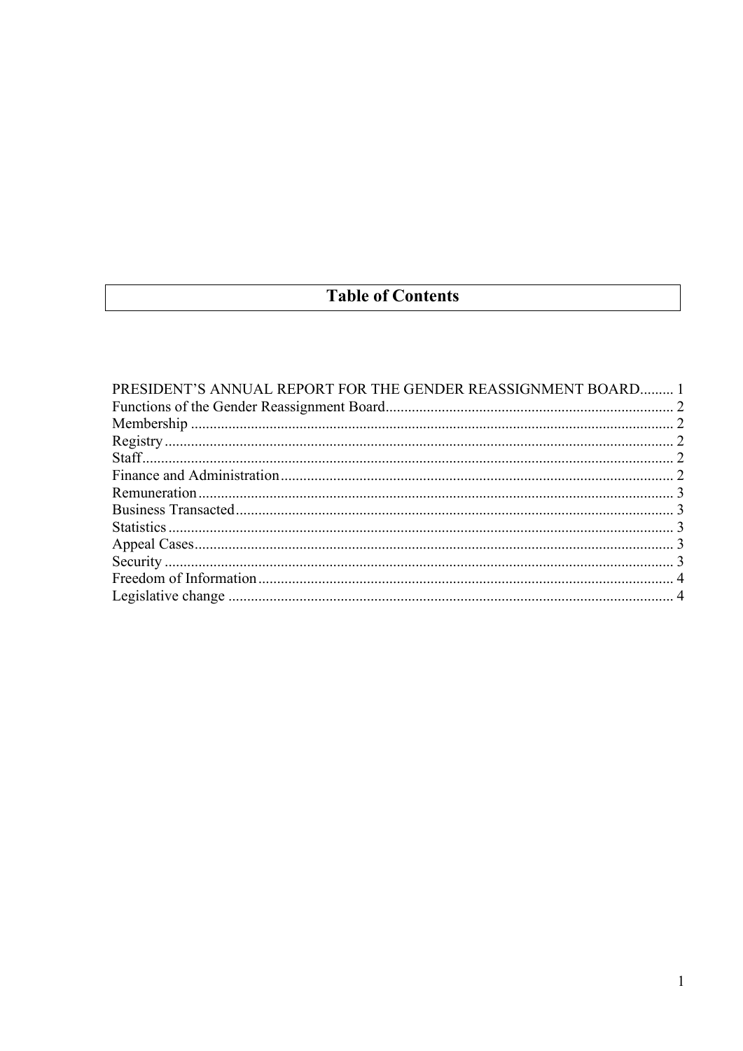# Table of Contents

PRESIDENT'S ANNUAL REPORT FOR THE GENDER REASSIGNMENT BOARD......... 1
Functions of the Gender Reassignment Board............................................................................ 2
Membership ............................................................................................................................... 2
Registry...................................................................................................................................... 2
Staff............................................................................................................................................ 2
Finance and Administration........................................................................................................ 2
Remuneration............................................................................................................................. 3
Business Transacted................................................................................................................... 3
Statistics..................................................................................................................................... 3
Appeal Cases.............................................................................................................................. 3
Security ...................................................................................................................................... 3
Freedom of Information............................................................................................................. 4
Legislative change ..................................................................................................................... 4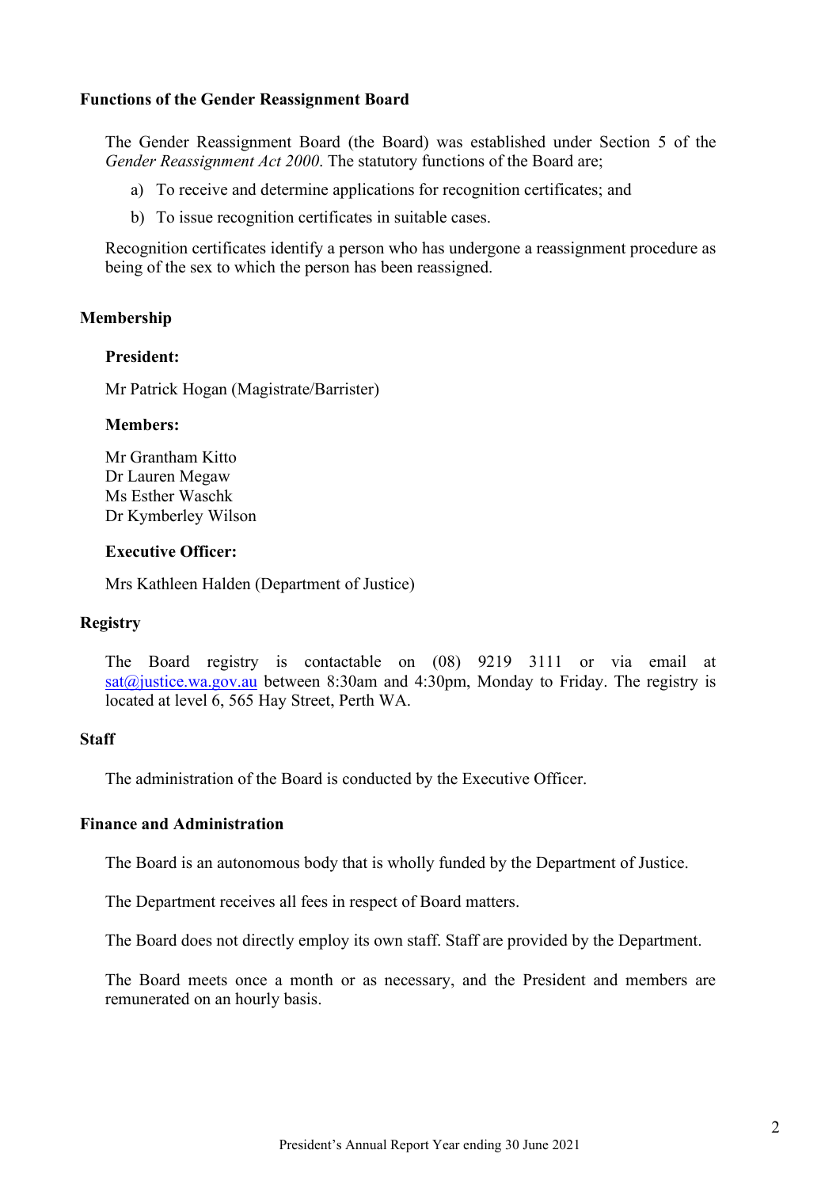## Functions of the Gender Reassignment Board

The Gender Reassignment Board (the Board) was established under Section 5 of the *Gender Reassignment Act 2000*. The statutory functions of the Board are;

a) To receive and determine applications for recognition certificates; and

b) To issue recognition certificates in suitable cases.

Recognition certificates identify a person who has undergone a reassignment procedure as being of the sex to which the person has been reassigned.

## Membership

### President:

Mr Patrick Hogan (Magistrate/Barrister)

### Members:

Mr Grantham Kitto
Dr Lauren Megaw
Ms Esther Waschk
Dr Kymberley Wilson

### Executive Officer:

Mrs Kathleen Halden (Department of Justice)

## Registry

The Board registry is contactable on (08) 9219 3111 or via email at sat@justice.wa.gov.au between 8:30am and 4:30pm, Monday to Friday. The registry is located at level 6, 565 Hay Street, Perth WA.

## Staff

The administration of the Board is conducted by the Executive Officer.

## Finance and Administration

The Board is an autonomous body that is wholly funded by the Department of Justice.

The Department receives all fees in respect of Board matters.

The Board does not directly employ its own staff. Staff are provided by the Department.

The Board meets once a month or as necessary, and the President and members are remunerated on an hourly basis.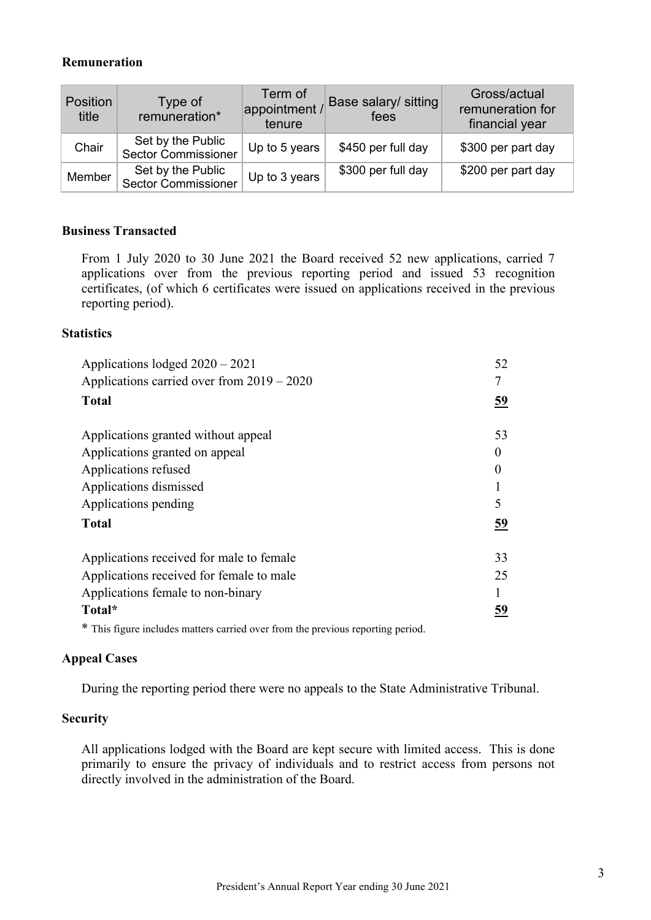**Remuneration**

| Position title | Type of remuneration* | Term of appointment / tenure | Base salary/ sitting fees | Gross/actual remuneration for financial year |
|---|---|---|---|---|
| Chair | Set by the Public Sector Commissioner | Up to 5 years | $450 per full day | $300 per part day |
| Member | Set by the Public Sector Commissioner | Up to 3 years | $300 per full day | $200 per part day |

**Business Transacted**

From 1 July 2020 to 30 June 2021 the Board received 52 new applications, carried 7 applications over from the previous reporting period and issued 53 recognition certificates, (of which 6 certificates were issued on applications received in the previous reporting period).

**Statistics**

| | |
|---|---|
| Applications lodged 2020 – 2021 | 52 |
| Applications carried over from 2019 – 2020 | 7 |
| **Total** | **59** |
| | |
| Applications granted without appeal | 53 |
| Applications granted on appeal | 0 |
| Applications refused | 0 |
| Applications dismissed | 1 |
| Applications pending | 5 |
| **Total** | **59** |
| | |
| Applications received for male to female | 33 |
| Applications received for female to male | 25 |
| Applications female to non-binary | 1 |
| **Total*** | **59** |

* This figure includes matters carried over from the previous reporting period.

**Appeal Cases**

During the reporting period there were no appeals to the State Administrative Tribunal.

**Security**

All applications lodged with the Board are kept secure with limited access. This is done primarily to ensure the privacy of individuals and to restrict access from persons not directly involved in the administration of the Board.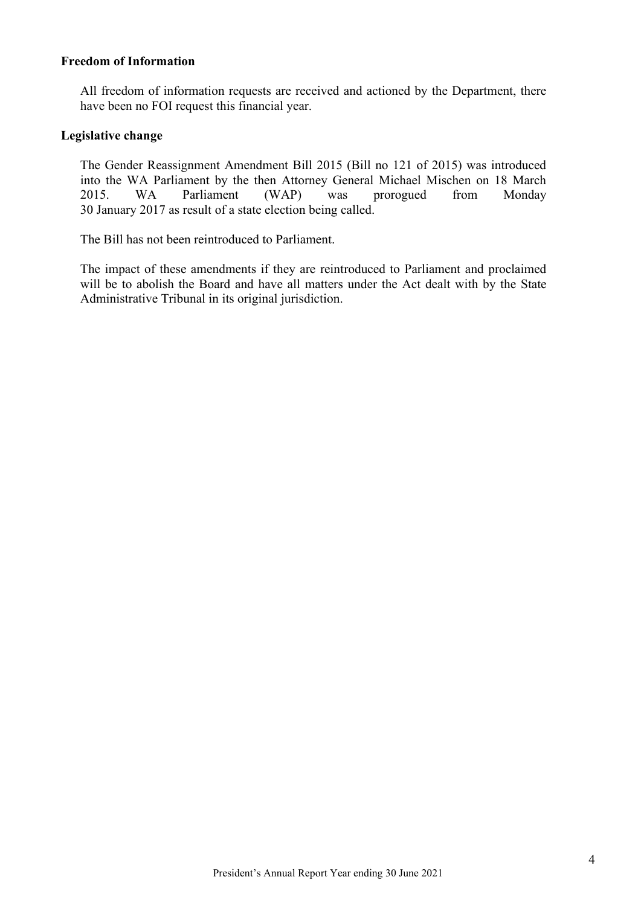**Freedom of Information**

All freedom of information requests are received and actioned by the Department, there have been no FOI request this financial year.

**Legislative change**

The Gender Reassignment Amendment Bill 2015 (Bill no 121 of 2015) was introduced into the WA Parliament by the then Attorney General Michael Mischen on 18 March 2015. WA Parliament (WAP) was prorogued from Monday 30 January 2017 as result of a state election being called.

The Bill has not been reintroduced to Parliament.

The impact of these amendments if they are reintroduced to Parliament and proclaimed will be to abolish the Board and have all matters under the Act dealt with by the State Administrative Tribunal in its original jurisdiction.